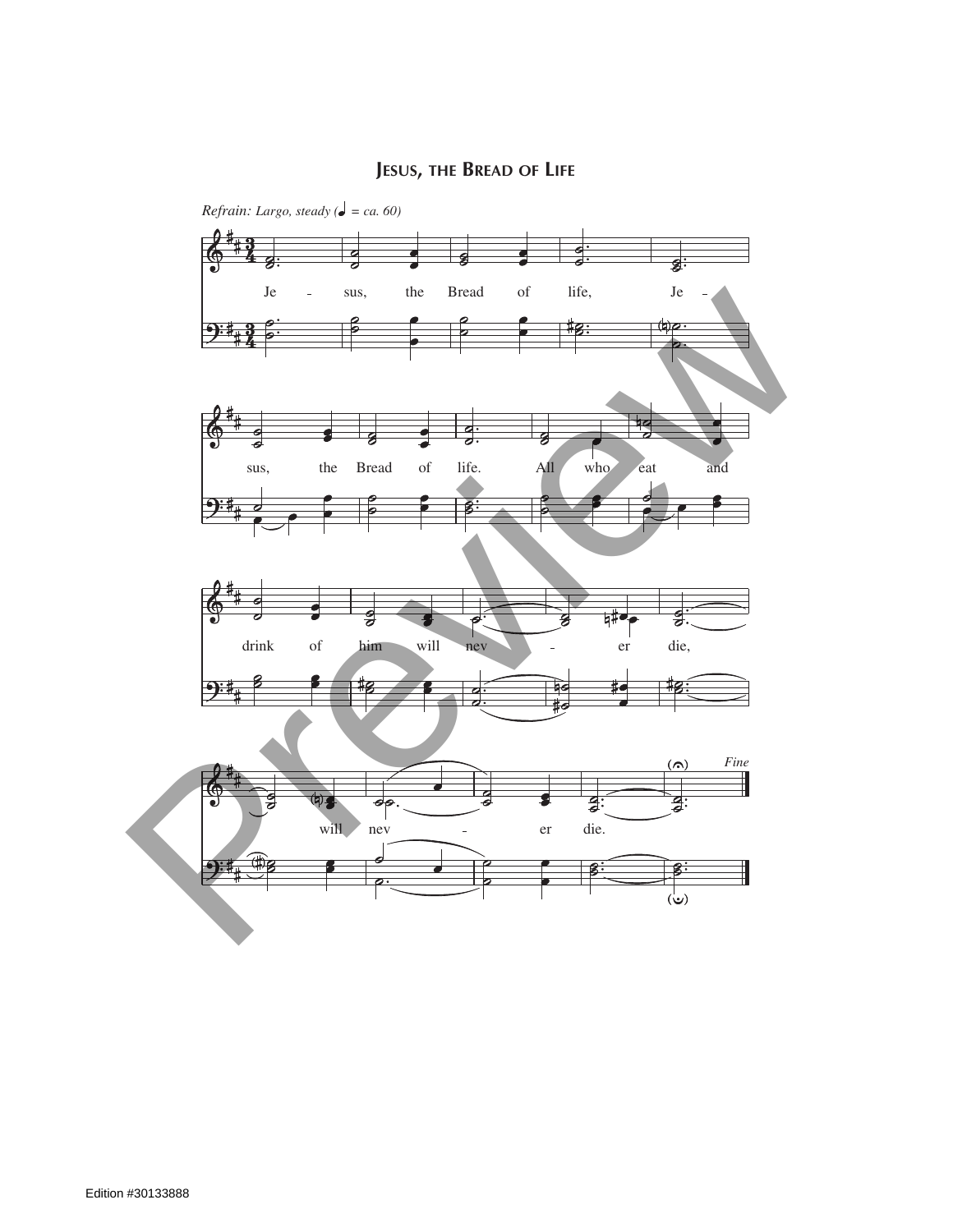## JESUS, THE BREAD OF LIFE

*Refrain: Largo, steady (♩ = ca. 60)*

Je - sus, the Bread of life, Je - sus, the Bread of life. All who eat and drink of him will nev - er die, will nev - er die.

*Fine*

Edition #30133888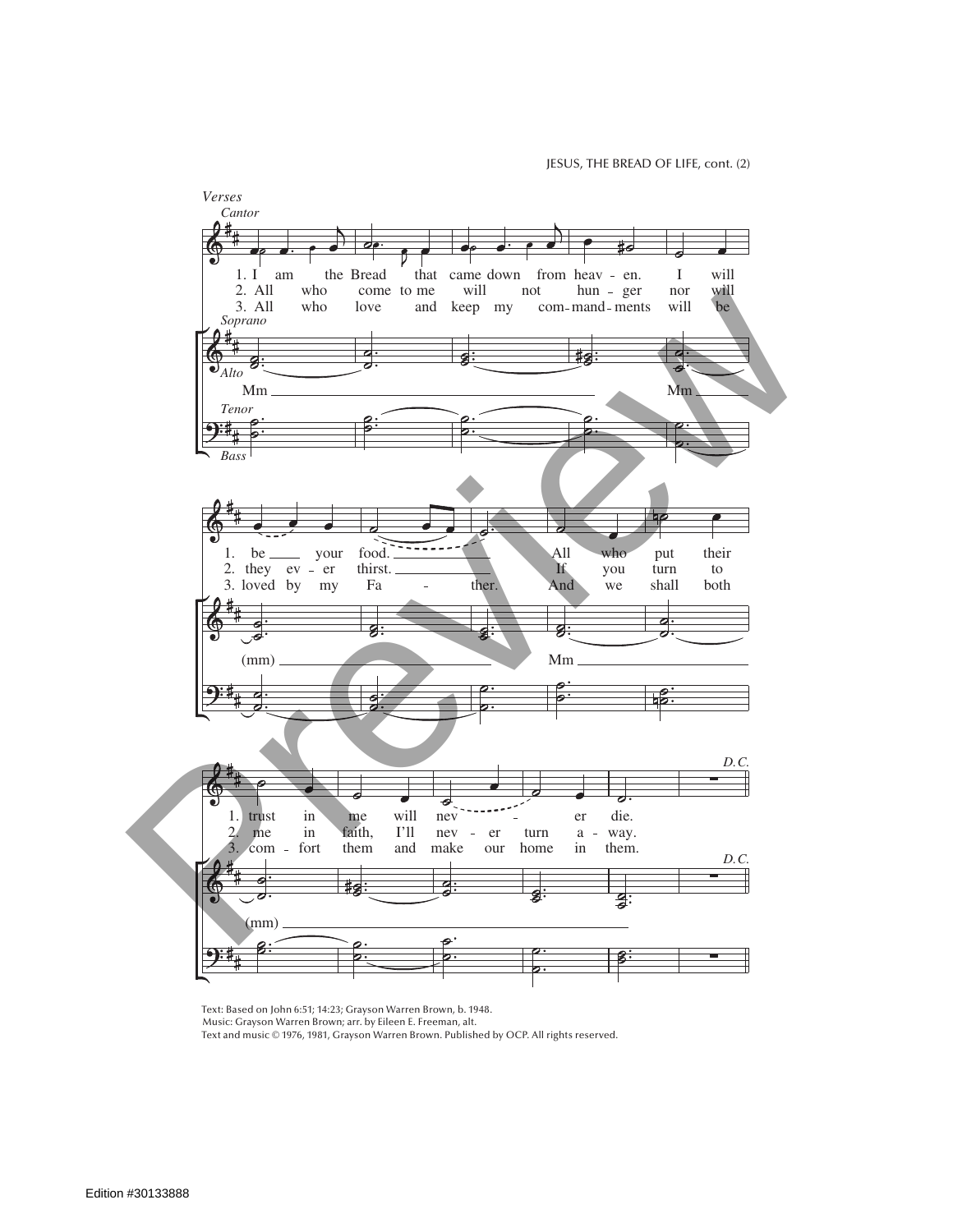*Verses*

*Cantor*

1. I am the Bread that came down from heav - en. I will be your food. All who put their trust in me will nev - er die.

2. All who come to me will not hun - ger nor will they ev - er thirst. If you turn to me in faith, I'll nev - er turn a - way.

3. All who love and keep my com - mand - ments will be loved by my Fa - ther. And we shall both com - fort them and make our home in them.

*Soprano*
*Alto*

Mm Mm (mm) Mm (mm)

*Tenor*
*Bass*

*D.C.*

Text: Based on John 6:51; 14:23; Grayson Warren Brown, b. 1948.
Music: Grayson Warren Brown; arr. by Eileen E. Freeman, alt.
Text and music © 1976, 1981, Grayson Warren Brown. Published by OCP. All rights reserved.

Edition #30133888